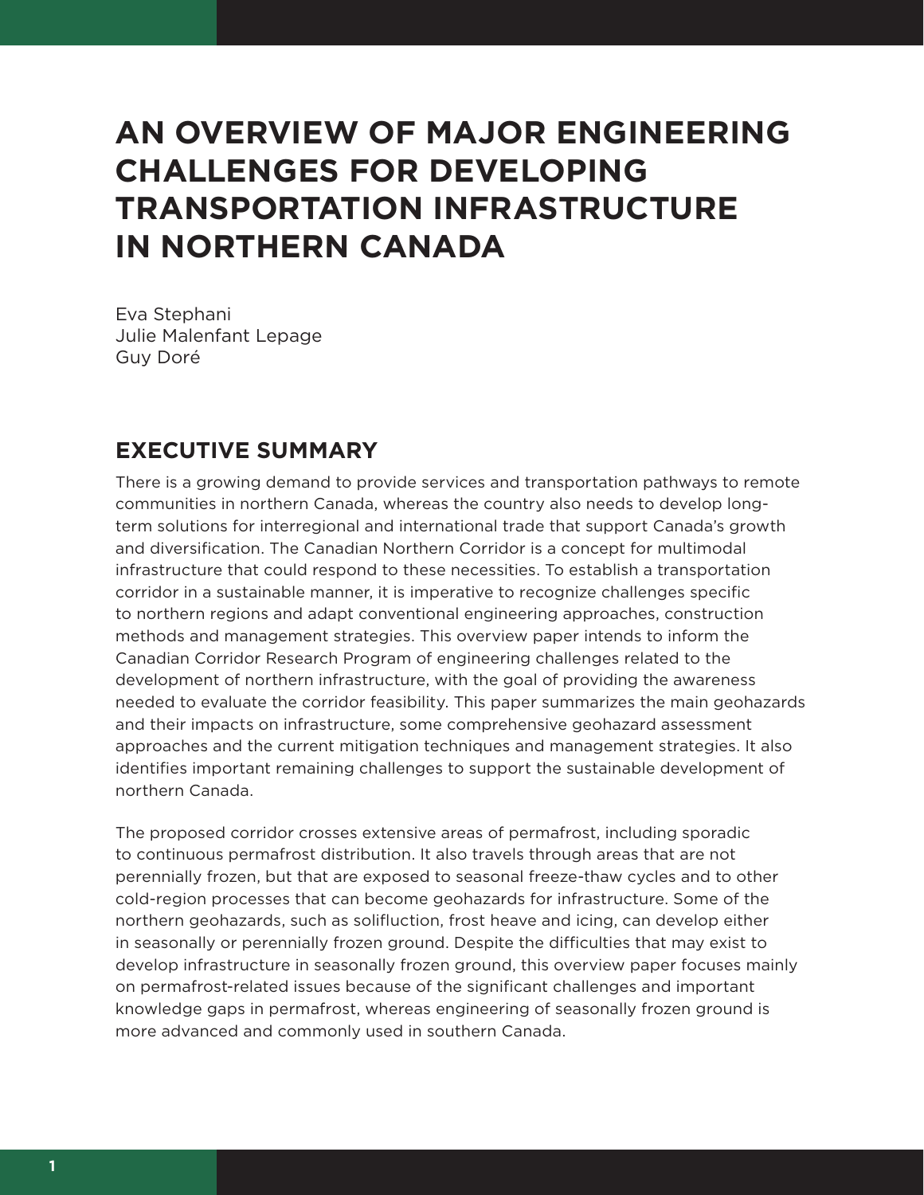# AN OVERVIEW OF MAJOR ENGINEERING CHALLENGES FOR DEVELOPING TRANSPORTATION INFRASTRUCTURE IN NORTHERN CANADA

Eva Stephani
Julie Malenfant Lepage
Guy Doré

## EXECUTIVE SUMMARY

There is a growing demand to provide services and transportation pathways to remote communities in northern Canada, whereas the country also needs to develop long-term solutions for interregional and international trade that support Canada's growth and diversification. The Canadian Northern Corridor is a concept for multimodal infrastructure that could respond to these necessities. To establish a transportation corridor in a sustainable manner, it is imperative to recognize challenges specific to northern regions and adapt conventional engineering approaches, construction methods and management strategies. This overview paper intends to inform the Canadian Corridor Research Program of engineering challenges related to the development of northern infrastructure, with the goal of providing the awareness needed to evaluate the corridor feasibility. This paper summarizes the main geohazards and their impacts on infrastructure, some comprehensive geohazard assessment approaches and the current mitigation techniques and management strategies. It also identifies important remaining challenges to support the sustainable development of northern Canada.

The proposed corridor crosses extensive areas of permafrost, including sporadic to continuous permafrost distribution. It also travels through areas that are not perennially frozen, but that are exposed to seasonal freeze-thaw cycles and to other cold-region processes that can become geohazards for infrastructure. Some of the northern geohazards, such as solifluction, frost heave and icing, can develop either in seasonally or perennially frozen ground. Despite the difficulties that may exist to develop infrastructure in seasonally frozen ground, this overview paper focuses mainly on permafrost-related issues because of the significant challenges and important knowledge gaps in permafrost, whereas engineering of seasonally frozen ground is more advanced and commonly used in southern Canada.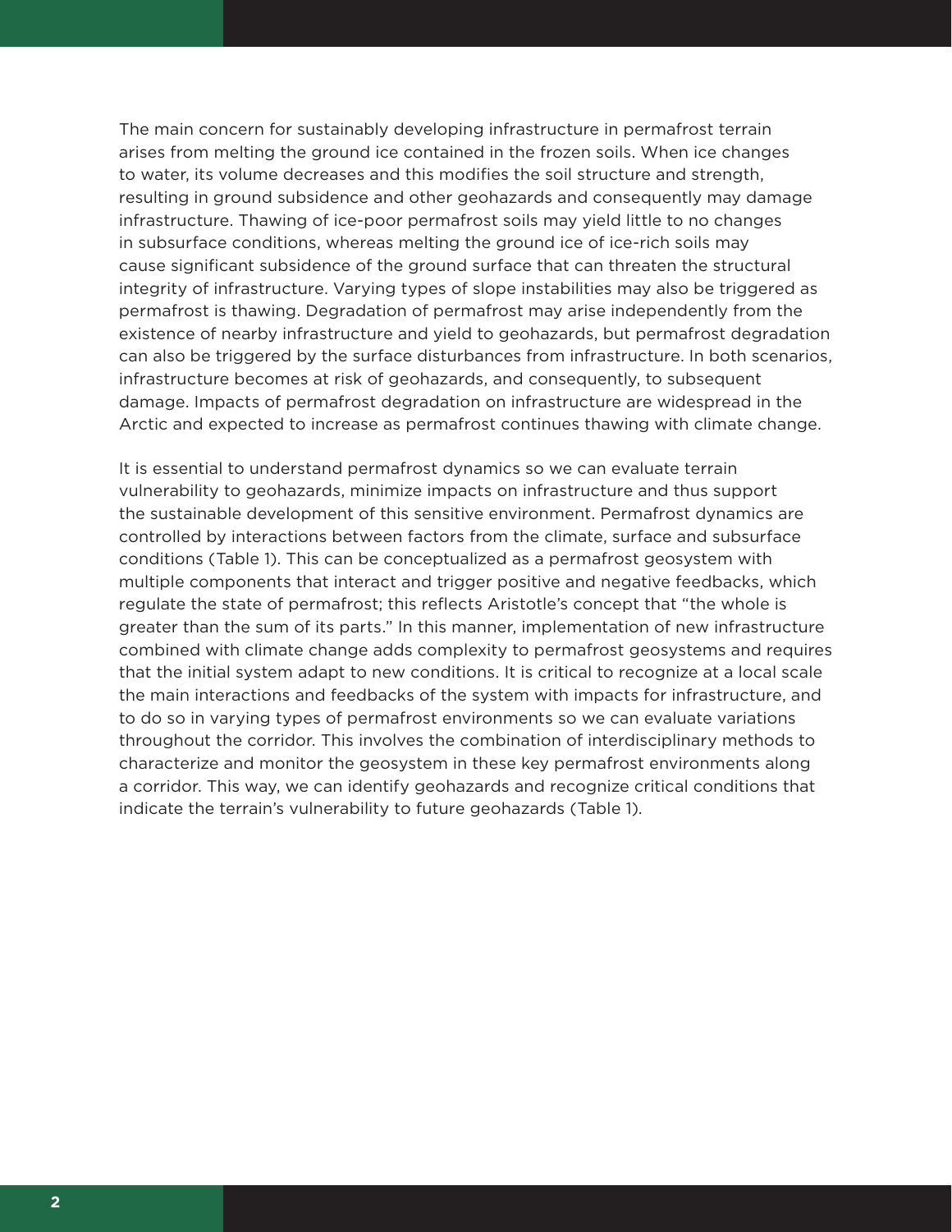The main concern for sustainably developing infrastructure in permafrost terrain arises from melting the ground ice contained in the frozen soils. When ice changes to water, its volume decreases and this modifies the soil structure and strength, resulting in ground subsidence and other geohazards and consequently may damage infrastructure. Thawing of ice-poor permafrost soils may yield little to no changes in subsurface conditions, whereas melting the ground ice of ice-rich soils may cause significant subsidence of the ground surface that can threaten the structural integrity of infrastructure. Varying types of slope instabilities may also be triggered as permafrost is thawing. Degradation of permafrost may arise independently from the existence of nearby infrastructure and yield to geohazards, but permafrost degradation can also be triggered by the surface disturbances from infrastructure. In both scenarios, infrastructure becomes at risk of geohazards, and consequently, to subsequent damage. Impacts of permafrost degradation on infrastructure are widespread in the Arctic and expected to increase as permafrost continues thawing with climate change.

It is essential to understand permafrost dynamics so we can evaluate terrain vulnerability to geohazards, minimize impacts on infrastructure and thus support the sustainable development of this sensitive environment. Permafrost dynamics are controlled by interactions between factors from the climate, surface and subsurface conditions (Table 1). This can be conceptualized as a permafrost geosystem with multiple components that interact and trigger positive and negative feedbacks, which regulate the state of permafrost; this reflects Aristotle's concept that "the whole is greater than the sum of its parts." In this manner, implementation of new infrastructure combined with climate change adds complexity to permafrost geosystems and requires that the initial system adapt to new conditions. It is critical to recognize at a local scale the main interactions and feedbacks of the system with impacts for infrastructure, and to do so in varying types of permafrost environments so we can evaluate variations throughout the corridor. This involves the combination of interdisciplinary methods to characterize and monitor the geosystem in these key permafrost environments along a corridor. This way, we can identify geohazards and recognize critical conditions that indicate the terrain's vulnerability to future geohazards (Table 1).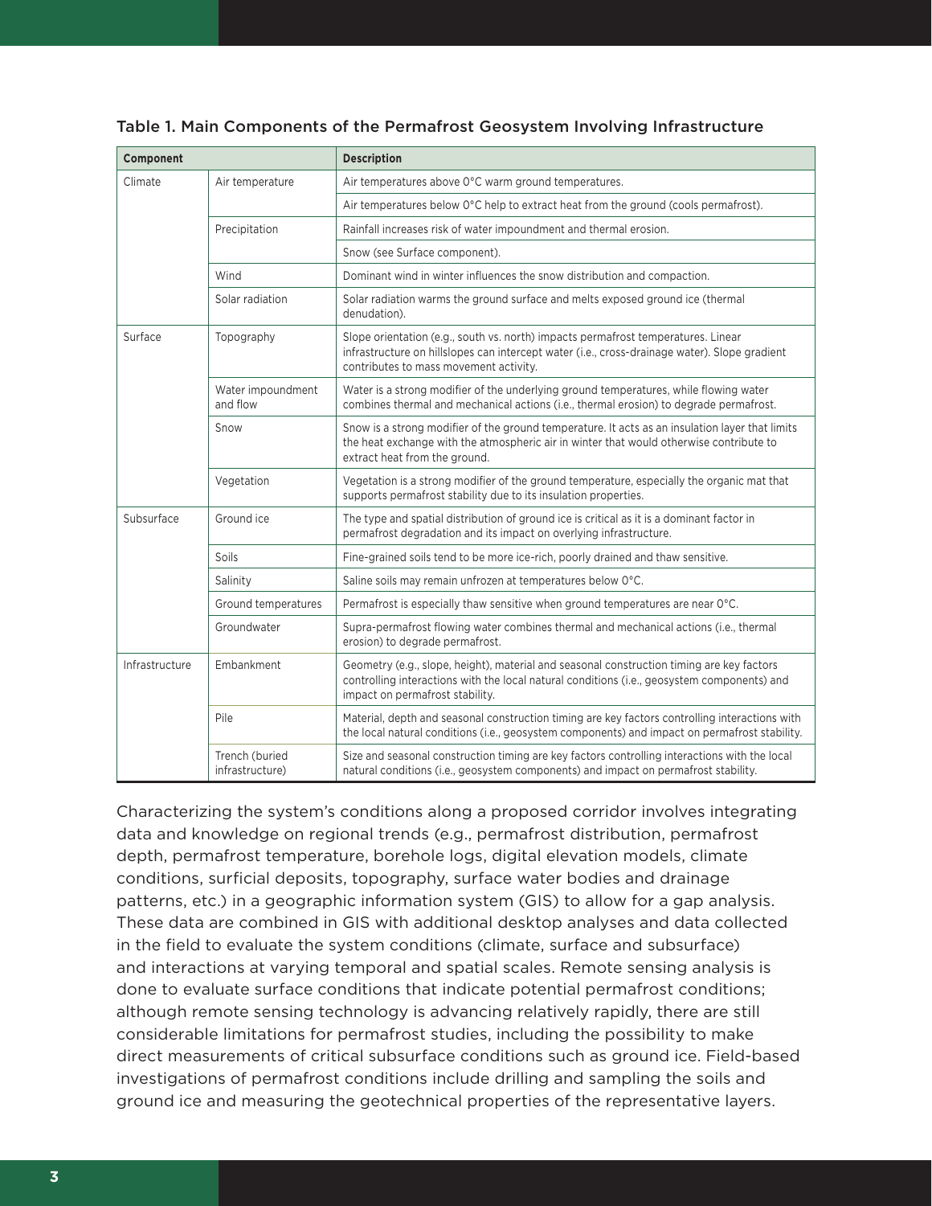Table 1. Main Components of the Permafrost Geosystem Involving Infrastructure

| Component | | Description |
|---|---|---|
| Climate | Air temperature | Air temperatures above 0°C warm ground temperatures. |
| | | Air temperatures below 0°C help to extract heat from the ground (cools permafrost). |
| | Precipitation | Rainfall increases risk of water impoundment and thermal erosion. |
| | | Snow (see Surface component). |
| | Wind | Dominant wind in winter influences the snow distribution and compaction. |
| | Solar radiation | Solar radiation warms the ground surface and melts exposed ground ice (thermal denudation). |
| Surface | Topography | Slope orientation (e.g., south vs. north) impacts permafrost temperatures. Linear infrastructure on hillslopes can intercept water (i.e., cross-drainage water). Slope gradient contributes to mass movement activity. |
| | Water impoundment and flow | Water is a strong modifier of the underlying ground temperatures, while flowing water combines thermal and mechanical actions (i.e., thermal erosion) to degrade permafrost. |
| | Snow | Snow is a strong modifier of the ground temperature. It acts as an insulation layer that limits the heat exchange with the atmospheric air in winter that would otherwise contribute to extract heat from the ground. |
| | Vegetation | Vegetation is a strong modifier of the ground temperature, especially the organic mat that supports permafrost stability due to its insulation properties. |
| Subsurface | Ground ice | The type and spatial distribution of ground ice is critical as it is a dominant factor in permafrost degradation and its impact on overlying infrastructure. |
| | Soils | Fine-grained soils tend to be more ice-rich, poorly drained and thaw sensitive. |
| | Salinity | Saline soils may remain unfrozen at temperatures below 0°C. |
| | Ground temperatures | Permafrost is especially thaw sensitive when ground temperatures are near 0°C. |
| | Groundwater | Supra-permafrost flowing water combines thermal and mechanical actions (i.e., thermal erosion) to degrade permafrost. |
| Infrastructure | Embankment | Geometry (e.g., slope, height), material and seasonal construction timing are key factors controlling interactions with the local natural conditions (i.e., geosystem components) and impact on permafrost stability. |
| | Pile | Material, depth and seasonal construction timing are key factors controlling interactions with the local natural conditions (i.e., geosystem components) and impact on permafrost stability. |
| | Trench (buried infrastructure) | Size and seasonal construction timing are key factors controlling interactions with the local natural conditions (i.e., geosystem components) and impact on permafrost stability. |

Characterizing the system's conditions along a proposed corridor involves integrating data and knowledge on regional trends (e.g., permafrost distribution, permafrost depth, permafrost temperature, borehole logs, digital elevation models, climate conditions, surficial deposits, topography, surface water bodies and drainage patterns, etc.) in a geographic information system (GIS) to allow for a gap analysis. These data are combined in GIS with additional desktop analyses and data collected in the field to evaluate the system conditions (climate, surface and subsurface) and interactions at varying temporal and spatial scales. Remote sensing analysis is done to evaluate surface conditions that indicate potential permafrost conditions; although remote sensing technology is advancing relatively rapidly, there are still considerable limitations for permafrost studies, including the possibility to make direct measurements of critical subsurface conditions such as ground ice. Field-based investigations of permafrost conditions include drilling and sampling the soils and ground ice and measuring the geotechnical properties of the representative layers.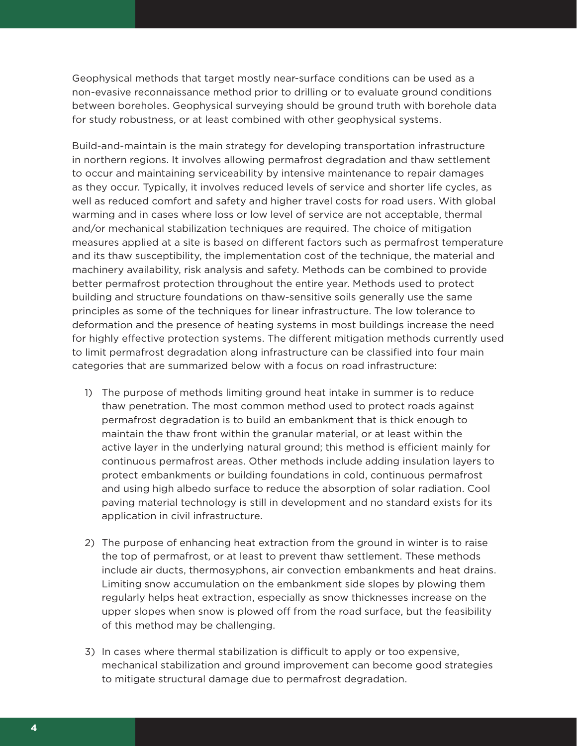Geophysical methods that target mostly near-surface conditions can be used as a non-evasive reconnaissance method prior to drilling or to evaluate ground conditions between boreholes. Geophysical surveying should be ground truth with borehole data for study robustness, or at least combined with other geophysical systems.

Build-and-maintain is the main strategy for developing transportation infrastructure in northern regions. It involves allowing permafrost degradation and thaw settlement to occur and maintaining serviceability by intensive maintenance to repair damages as they occur. Typically, it involves reduced levels of service and shorter life cycles, as well as reduced comfort and safety and higher travel costs for road users. With global warming and in cases where loss or low level of service are not acceptable, thermal and/or mechanical stabilization techniques are required. The choice of mitigation measures applied at a site is based on different factors such as permafrost temperature and its thaw susceptibility, the implementation cost of the technique, the material and machinery availability, risk analysis and safety. Methods can be combined to provide better permafrost protection throughout the entire year. Methods used to protect building and structure foundations on thaw-sensitive soils generally use the same principles as some of the techniques for linear infrastructure. The low tolerance to deformation and the presence of heating systems in most buildings increase the need for highly effective protection systems. The different mitigation methods currently used to limit permafrost degradation along infrastructure can be classified into four main categories that are summarized below with a focus on road infrastructure:

1) The purpose of methods limiting ground heat intake in summer is to reduce thaw penetration. The most common method used to protect roads against permafrost degradation is to build an embankment that is thick enough to maintain the thaw front within the granular material, or at least within the active layer in the underlying natural ground; this method is efficient mainly for continuous permafrost areas. Other methods include adding insulation layers to protect embankments or building foundations in cold, continuous permafrost and using high albedo surface to reduce the absorption of solar radiation. Cool paving material technology is still in development and no standard exists for its application in civil infrastructure.

2) The purpose of enhancing heat extraction from the ground in winter is to raise the top of permafrost, or at least to prevent thaw settlement. These methods include air ducts, thermosyphons, air convection embankments and heat drains. Limiting snow accumulation on the embankment side slopes by plowing them regularly helps heat extraction, especially as snow thicknesses increase on the upper slopes when snow is plowed off from the road surface, but the feasibility of this method may be challenging.

3) In cases where thermal stabilization is difficult to apply or too expensive, mechanical stabilization and ground improvement can become good strategies to mitigate structural damage due to permafrost degradation.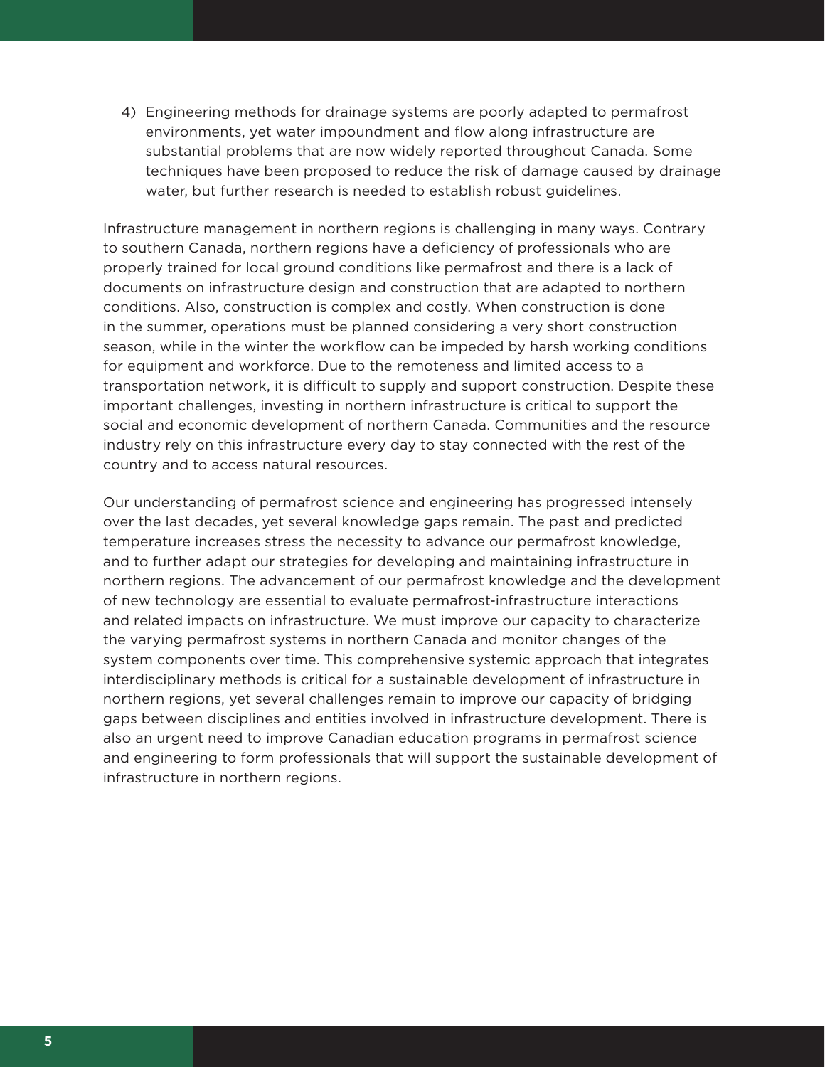4) Engineering methods for drainage systems are poorly adapted to permafrost environments, yet water impoundment and flow along infrastructure are substantial problems that are now widely reported throughout Canada. Some techniques have been proposed to reduce the risk of damage caused by drainage water, but further research is needed to establish robust guidelines.

Infrastructure management in northern regions is challenging in many ways. Contrary to southern Canada, northern regions have a deficiency of professionals who are properly trained for local ground conditions like permafrost and there is a lack of documents on infrastructure design and construction that are adapted to northern conditions. Also, construction is complex and costly. When construction is done in the summer, operations must be planned considering a very short construction season, while in the winter the workflow can be impeded by harsh working conditions for equipment and workforce. Due to the remoteness and limited access to a transportation network, it is difficult to supply and support construction. Despite these important challenges, investing in northern infrastructure is critical to support the social and economic development of northern Canada. Communities and the resource industry rely on this infrastructure every day to stay connected with the rest of the country and to access natural resources.

Our understanding of permafrost science and engineering has progressed intensely over the last decades, yet several knowledge gaps remain. The past and predicted temperature increases stress the necessity to advance our permafrost knowledge, and to further adapt our strategies for developing and maintaining infrastructure in northern regions. The advancement of our permafrost knowledge and the development of new technology are essential to evaluate permafrost-infrastructure interactions and related impacts on infrastructure. We must improve our capacity to characterize the varying permafrost systems in northern Canada and monitor changes of the system components over time. This comprehensive systemic approach that integrates interdisciplinary methods is critical for a sustainable development of infrastructure in northern regions, yet several challenges remain to improve our capacity of bridging gaps between disciplines and entities involved in infrastructure development. There is also an urgent need to improve Canadian education programs in permafrost science and engineering to form professionals that will support the sustainable development of infrastructure in northern regions.